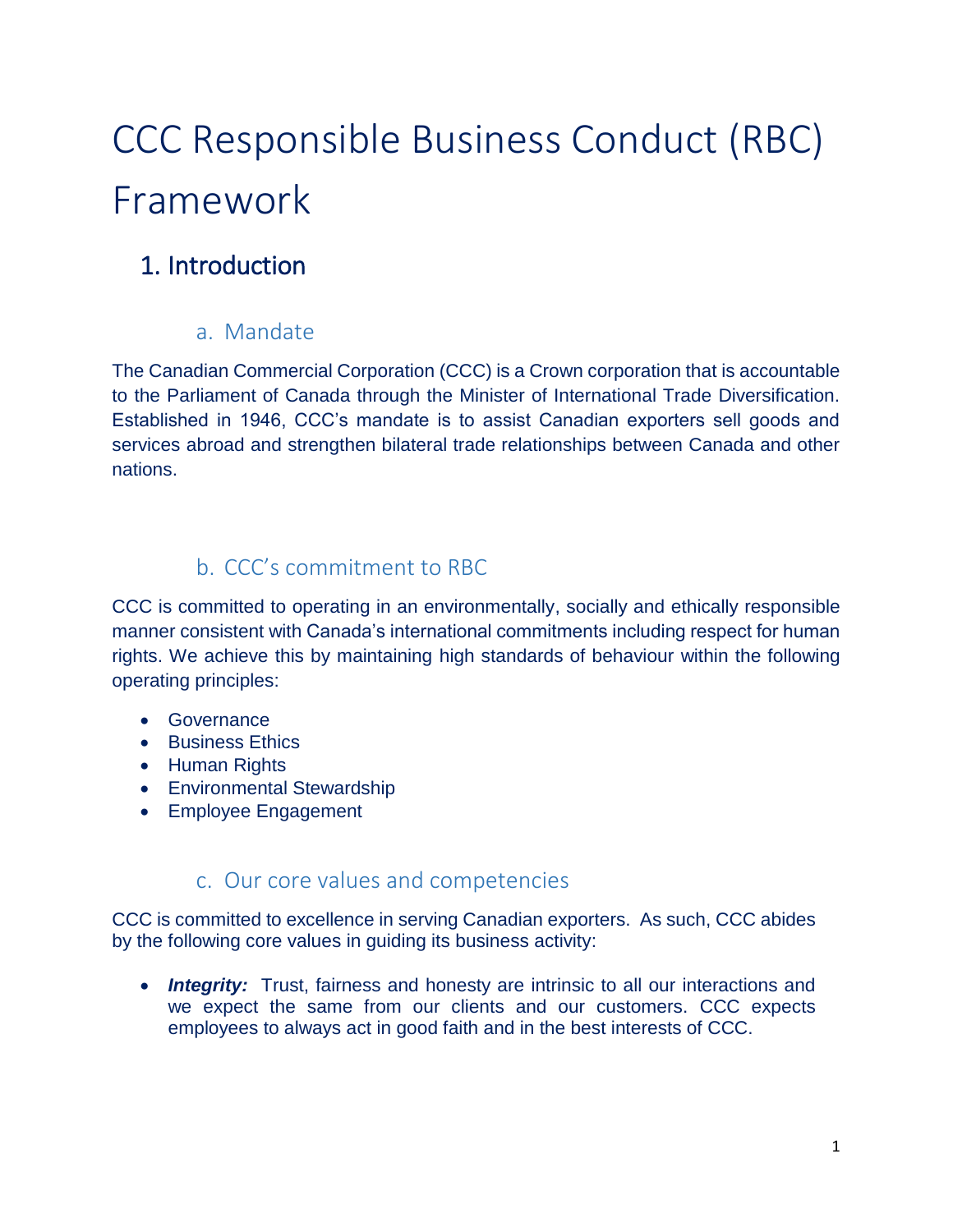# CCC Responsible Business Conduct (RBC) Framework

## 1. Introduction

### a. Mandate

The Canadian Commercial Corporation (CCC) is a Crown corporation that is accountable to the Parliament of Canada through the Minister of International Trade Diversification. Established in 1946, CCC's mandate is to assist Canadian exporters sell goods and services abroad and strengthen bilateral trade relationships between Canada and other nations.

### b. CCC's commitment to RBC

CCC is committed to operating in an environmentally, socially and ethically responsible manner consistent with Canada's international commitments including respect for human rights. We achieve this by maintaining high standards of behaviour within the following operating principles:

- Governance
- Business Ethics
- Human Rights
- Environmental Stewardship
- Employee Engagement

### c. Our core values and competencies

CCC is committed to excellence in serving Canadian exporters. As such, CCC abides by the following core values in guiding its business activity:

- ***Integrity:*** Trust, fairness and honesty are intrinsic to all our interactions and we expect the same from our clients and our customers. CCC expects employees to always act in good faith and in the best interests of CCC.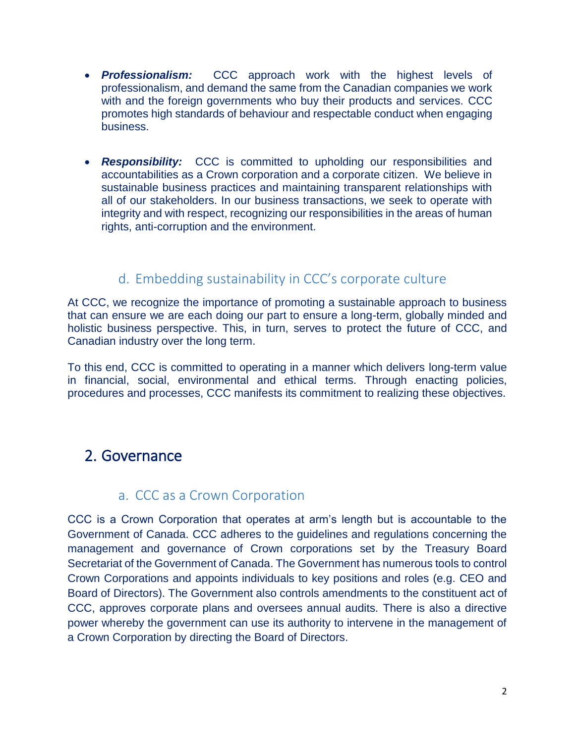- ***Professionalism:*** CCC approach work with the highest levels of professionalism, and demand the same from the Canadian companies we work with and the foreign governments who buy their products and services. CCC promotes high standards of behaviour and respectable conduct when engaging business.

- ***Responsibility:*** CCC is committed to upholding our responsibilities and accountabilities as a Crown corporation and a corporate citizen. We believe in sustainable business practices and maintaining transparent relationships with all of our stakeholders. In our business transactions, we seek to operate with integrity and with respect, recognizing our responsibilities in the areas of human rights, anti-corruption and the environment.

### d. Embedding sustainability in CCC's corporate culture

At CCC, we recognize the importance of promoting a sustainable approach to business that can ensure we are each doing our part to ensure a long-term, globally minded and holistic business perspective. This, in turn, serves to protect the future of CCC, and Canadian industry over the long term.

To this end, CCC is committed to operating in a manner which delivers long-term value in financial, social, environmental and ethical terms. Through enacting policies, procedures and processes, CCC manifests its commitment to realizing these objectives.

## 2. Governance

### a. CCC as a Crown Corporation

CCC is a Crown Corporation that operates at arm's length but is accountable to the Government of Canada. CCC adheres to the guidelines and regulations concerning the management and governance of Crown corporations set by the Treasury Board Secretariat of the Government of Canada. The Government has numerous tools to control Crown Corporations and appoints individuals to key positions and roles (e.g. CEO and Board of Directors). The Government also controls amendments to the constituent act of CCC, approves corporate plans and oversees annual audits. There is also a directive power whereby the government can use its authority to intervene in the management of a Crown Corporation by directing the Board of Directors.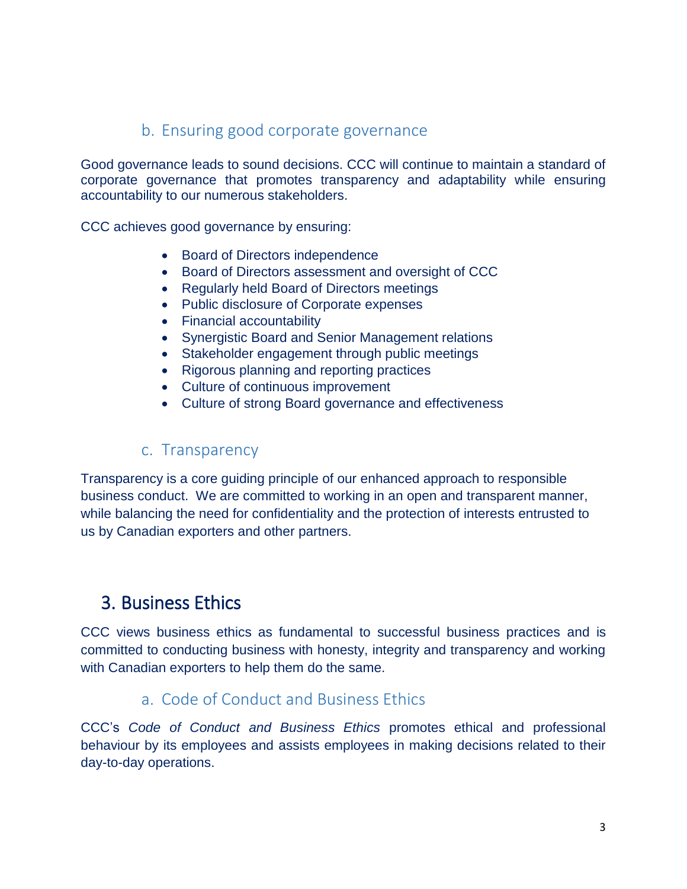### b. Ensuring good corporate governance

Good governance leads to sound decisions. CCC will continue to maintain a standard of corporate governance that promotes transparency and adaptability while ensuring accountability to our numerous stakeholders.

CCC achieves good governance by ensuring:

- Board of Directors independence
- Board of Directors assessment and oversight of CCC
- Regularly held Board of Directors meetings
- Public disclosure of Corporate expenses
- Financial accountability
- Synergistic Board and Senior Management relations
- Stakeholder engagement through public meetings
- Rigorous planning and reporting practices
- Culture of continuous improvement
- Culture of strong Board governance and effectiveness

### c. Transparency

Transparency is a core guiding principle of our enhanced approach to responsible business conduct. We are committed to working in an open and transparent manner, while balancing the need for confidentiality and the protection of interests entrusted to us by Canadian exporters and other partners.

## 3. Business Ethics

CCC views business ethics as fundamental to successful business practices and is committed to conducting business with honesty, integrity and transparency and working with Canadian exporters to help them do the same.

### a. Code of Conduct and Business Ethics

CCC's *Code of Conduct and Business Ethics* promotes ethical and professional behaviour by its employees and assists employees in making decisions related to their day-to-day operations.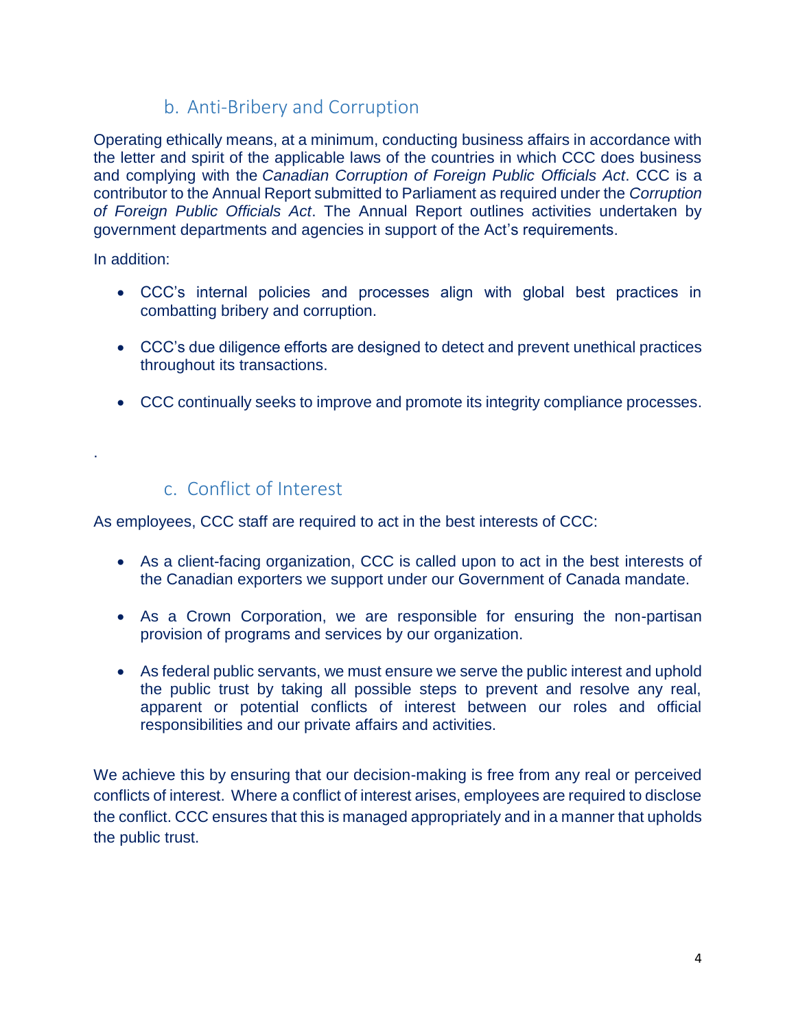### b. Anti-Bribery and Corruption

Operating ethically means, at a minimum, conducting business affairs in accordance with the letter and spirit of the applicable laws of the countries in which CCC does business and complying with the *Canadian Corruption of Foreign Public Officials Act*. CCC is a contributor to the Annual Report submitted to Parliament as required under the *Corruption of Foreign Public Officials Act*. The Annual Report outlines activities undertaken by government departments and agencies in support of the Act's requirements.

In addition:

- CCC's internal policies and processes align with global best practices in combatting bribery and corruption.
- CCC's due diligence efforts are designed to detect and prevent unethical practices throughout its transactions.
- CCC continually seeks to improve and promote its integrity compliance processes.

.

### c. Conflict of Interest

As employees, CCC staff are required to act in the best interests of CCC:

- As a client-facing organization, CCC is called upon to act in the best interests of the Canadian exporters we support under our Government of Canada mandate.
- As a Crown Corporation, we are responsible for ensuring the non-partisan provision of programs and services by our organization.
- As federal public servants, we must ensure we serve the public interest and uphold the public trust by taking all possible steps to prevent and resolve any real, apparent or potential conflicts of interest between our roles and official responsibilities and our private affairs and activities.

We achieve this by ensuring that our decision-making is free from any real or perceived conflicts of interest. Where a conflict of interest arises, employees are required to disclose the conflict. CCC ensures that this is managed appropriately and in a manner that upholds the public trust.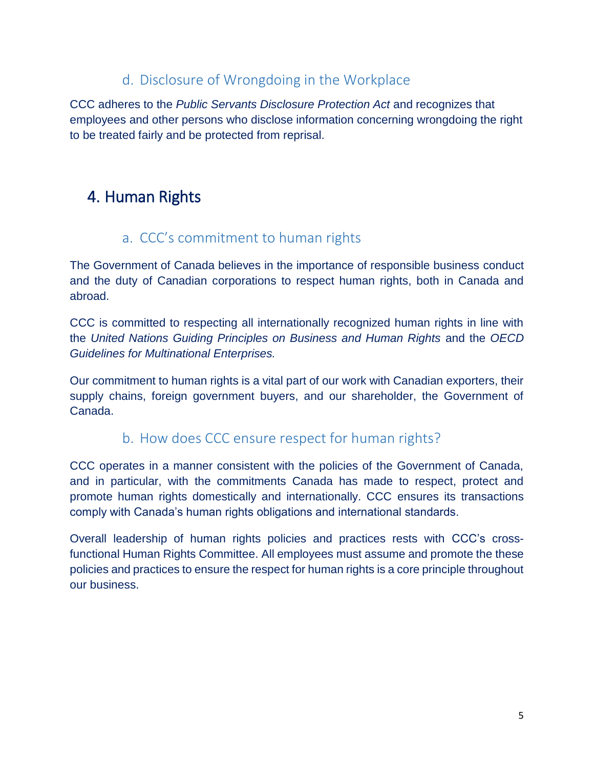### d. Disclosure of Wrongdoing in the Workplace

CCC adheres to the *Public Servants Disclosure Protection Act* and recognizes that employees and other persons who disclose information concerning wrongdoing the right to be treated fairly and be protected from reprisal.

## 4. Human Rights

### a. CCC's commitment to human rights

The Government of Canada believes in the importance of responsible business conduct and the duty of Canadian corporations to respect human rights, both in Canada and abroad.

CCC is committed to respecting all internationally recognized human rights in line with the *United Nations Guiding Principles on Business and Human Rights* and the *OECD Guidelines for Multinational Enterprises.*

Our commitment to human rights is a vital part of our work with Canadian exporters, their supply chains, foreign government buyers, and our shareholder, the Government of Canada.

### b. How does CCC ensure respect for human rights?

CCC operates in a manner consistent with the policies of the Government of Canada, and in particular, with the commitments Canada has made to respect, protect and promote human rights domestically and internationally. CCC ensures its transactions comply with Canada's human rights obligations and international standards.

Overall leadership of human rights policies and practices rests with CCC's cross-functional Human Rights Committee. All employees must assume and promote the these policies and practices to ensure the respect for human rights is a core principle throughout our business.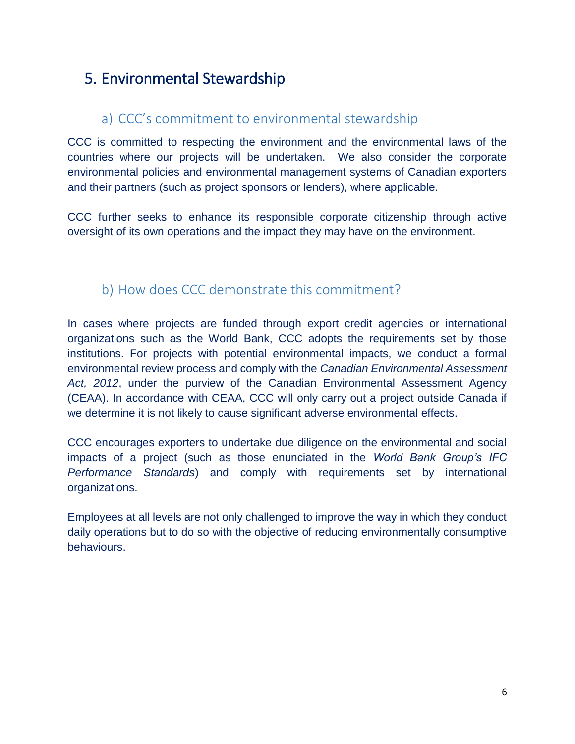# 5. Environmental Stewardship

## a) CCC's commitment to environmental stewardship

CCC is committed to respecting the environment and the environmental laws of the countries where our projects will be undertaken. We also consider the corporate environmental policies and environmental management systems of Canadian exporters and their partners (such as project sponsors or lenders), where applicable.

CCC further seeks to enhance its responsible corporate citizenship through active oversight of its own operations and the impact they may have on the environment.

## b) How does CCC demonstrate this commitment?

In cases where projects are funded through export credit agencies or international organizations such as the World Bank, CCC adopts the requirements set by those institutions. For projects with potential environmental impacts, we conduct a formal environmental review process and comply with the *Canadian Environmental Assessment Act, 2012*, under the purview of the Canadian Environmental Assessment Agency (CEAA). In accordance with CEAA, CCC will only carry out a project outside Canada if we determine it is not likely to cause significant adverse environmental effects.

CCC encourages exporters to undertake due diligence on the environmental and social impacts of a project (such as those enunciated in the *World Bank Group's IFC Performance Standards*) and comply with requirements set by international organizations.

Employees at all levels are not only challenged to improve the way in which they conduct daily operations but to do so with the objective of reducing environmentally consumptive behaviours.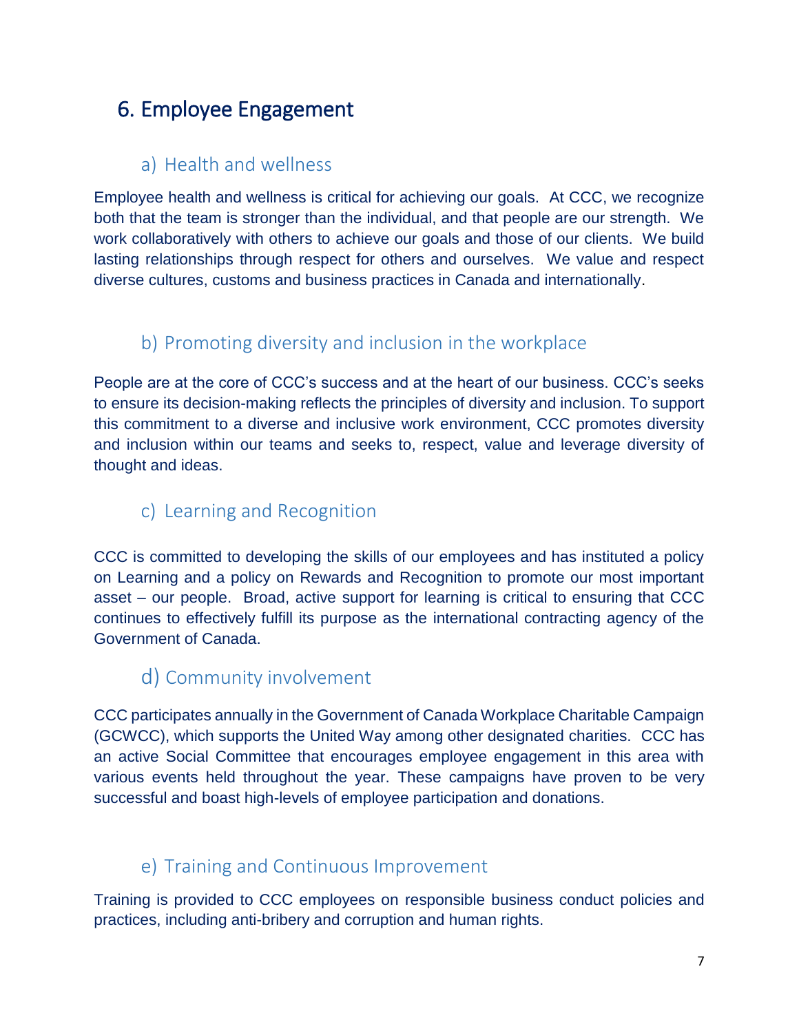# 6. Employee Engagement

## a) Health and wellness

Employee health and wellness is critical for achieving our goals. At CCC, we recognize both that the team is stronger than the individual, and that people are our strength. We work collaboratively with others to achieve our goals and those of our clients. We build lasting relationships through respect for others and ourselves. We value and respect diverse cultures, customs and business practices in Canada and internationally.

## b) Promoting diversity and inclusion in the workplace

People are at the core of CCC's success and at the heart of our business. CCC's seeks to ensure its decision-making reflects the principles of diversity and inclusion. To support this commitment to a diverse and inclusive work environment, CCC promotes diversity and inclusion within our teams and seeks to, respect, value and leverage diversity of thought and ideas.

## c) Learning and Recognition

CCC is committed to developing the skills of our employees and has instituted a policy on Learning and a policy on Rewards and Recognition to promote our most important asset – our people. Broad, active support for learning is critical to ensuring that CCC continues to effectively fulfill its purpose as the international contracting agency of the Government of Canada.

## d) Community involvement

CCC participates annually in the Government of Canada Workplace Charitable Campaign (GCWCC), which supports the United Way among other designated charities. CCC has an active Social Committee that encourages employee engagement in this area with various events held throughout the year. These campaigns have proven to be very successful and boast high-levels of employee participation and donations.

## e) Training and Continuous Improvement

Training is provided to CCC employees on responsible business conduct policies and practices, including anti-bribery and corruption and human rights.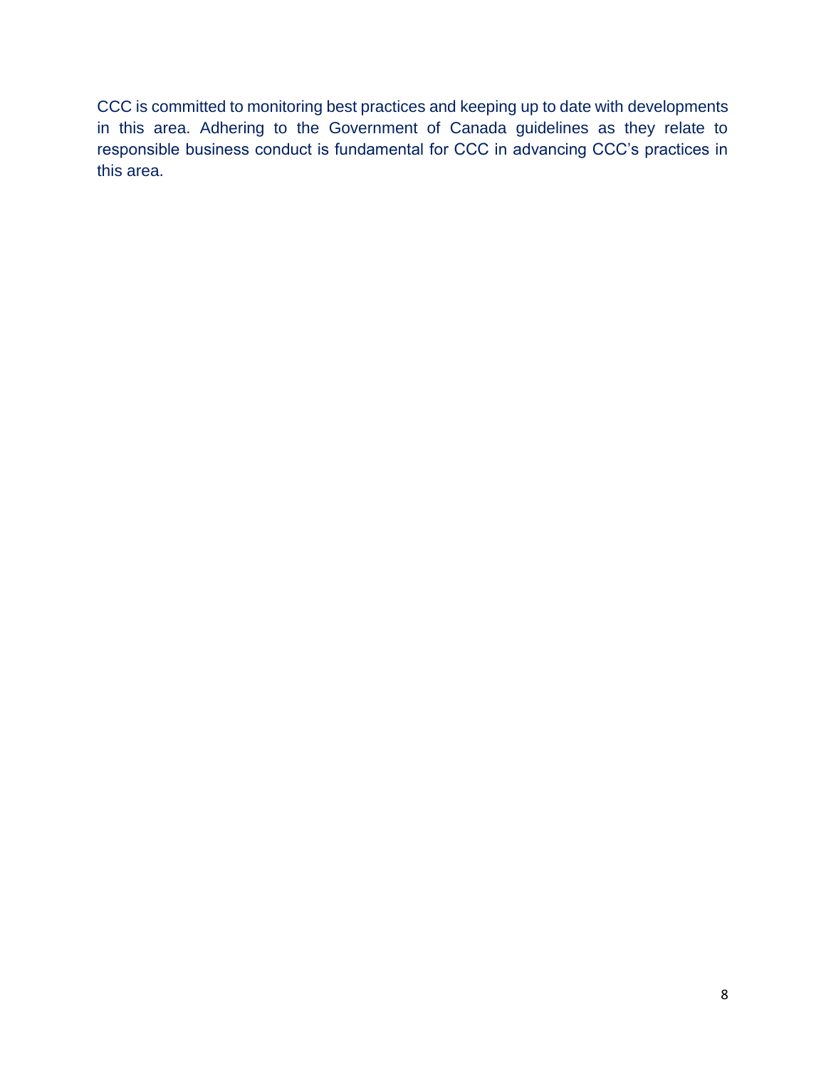CCC is committed to monitoring best practices and keeping up to date with developments in this area. Adhering to the Government of Canada guidelines as they relate to responsible business conduct is fundamental for CCC in advancing CCC's practices in this area.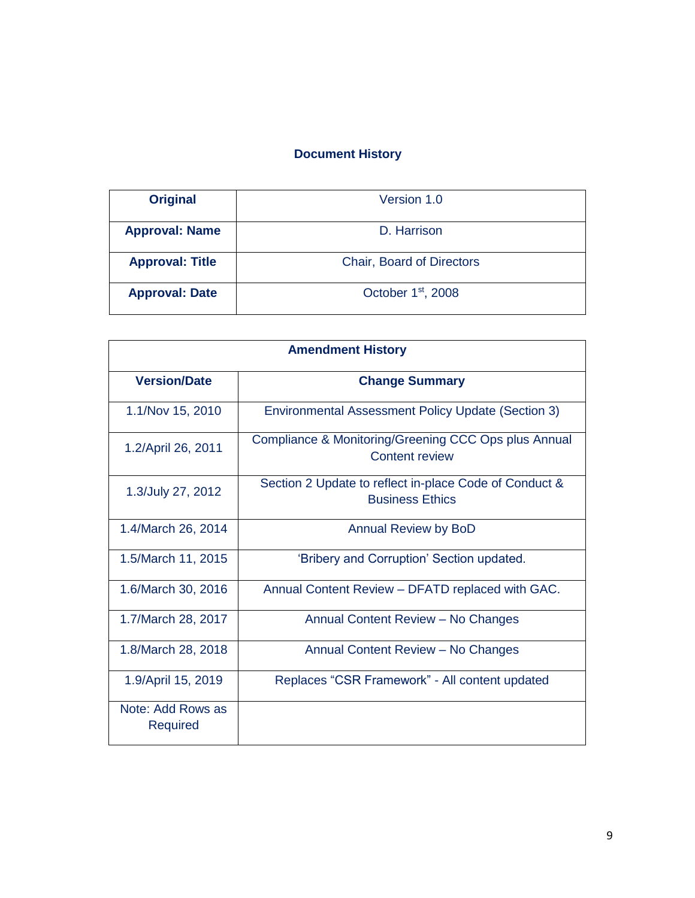## Document History

| | |
|---|---|
| **Original** | Version 1.0 |
| **Approval: Name** | D. Harrison |
| **Approval: Title** | Chair, Board of Directors |
| **Approval: Date** | October 1st, 2008 |

| **Amendment History** | |
|---|---|
| **Version/Date** | **Change Summary** |
| 1.1/Nov 15, 2010 | Environmental Assessment Policy Update (Section 3) |
| 1.2/April 26, 2011 | Compliance & Monitoring/Greening CCC Ops plus Annual Content review |
| 1.3/July 27, 2012 | Section 2 Update to reflect in-place Code of Conduct & Business Ethics |
| 1.4/March 26, 2014 | Annual Review by BoD |
| 1.5/March 11, 2015 | 'Bribery and Corruption' Section updated. |
| 1.6/March 30, 2016 | Annual Content Review – DFATD replaced with GAC. |
| 1.7/March 28, 2017 | Annual Content Review – No Changes |
| 1.8/March 28, 2018 | Annual Content Review – No Changes |
| 1.9/April 15, 2019 | Replaces "CSR Framework" - All content updated |
| Note: Add Rows as Required | |